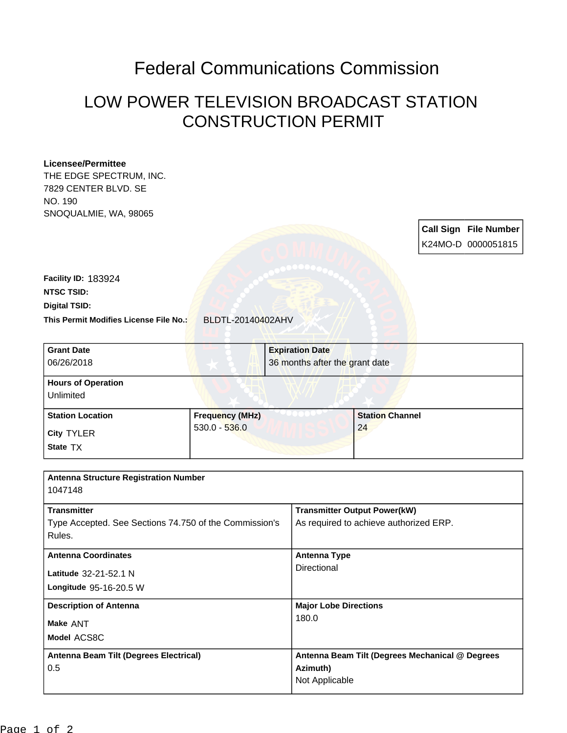# Federal Communications Commission

## LOW POWER TELEVISION BROADCAST STATION CONSTRUCTION PERMIT

**Licensee/Permittee**
THE EDGE SPECTRUM, INC.
7829 CENTER BLVD. SE
NO. 190
SNOQUALMIE, WA, 98065

| Call Sign | File Number |
| --- | --- |
| K24MO-D | 0000051815 |

**Facility ID:** 183924
**NTSC TSID:**
**Digital TSID:**
**This Permit Modifies License File No.:** BLDTL-20140402AHV

| Grant Date | Expiration Date |
| --- | --- |
| 06/26/2018 | 36 months after the grant date |

**Hours of Operation**
Unlimited

| Station Location | Frequency (MHz) | Station Channel |
| --- | --- | --- |
| City TYLER<br>State TX | 530.0 - 536.0 | 24 |

**Antenna Structure Registration Number**
1047148

| Transmitter | Transmitter Output Power(kW) |
| --- | --- |
| Type Accepted. See Sections 74.750 of the Commission's Rules. | As required to achieve authorized ERP. |

| Antenna Coordinates | Antenna Type |
| --- | --- |
| Latitude 32-21-52.1 N<br>Longitude 95-16-20.5 W | Directional |

| Description of Antenna | Major Lobe Directions |
| --- | --- |
| Make ANT<br>Model ACS8C | 180.0 |

| Antenna Beam Tilt (Degrees Electrical) | Antenna Beam Tilt (Degrees Mechanical @ Degrees Azimuth) |
| --- | --- |
| 0.5 | Not Applicable |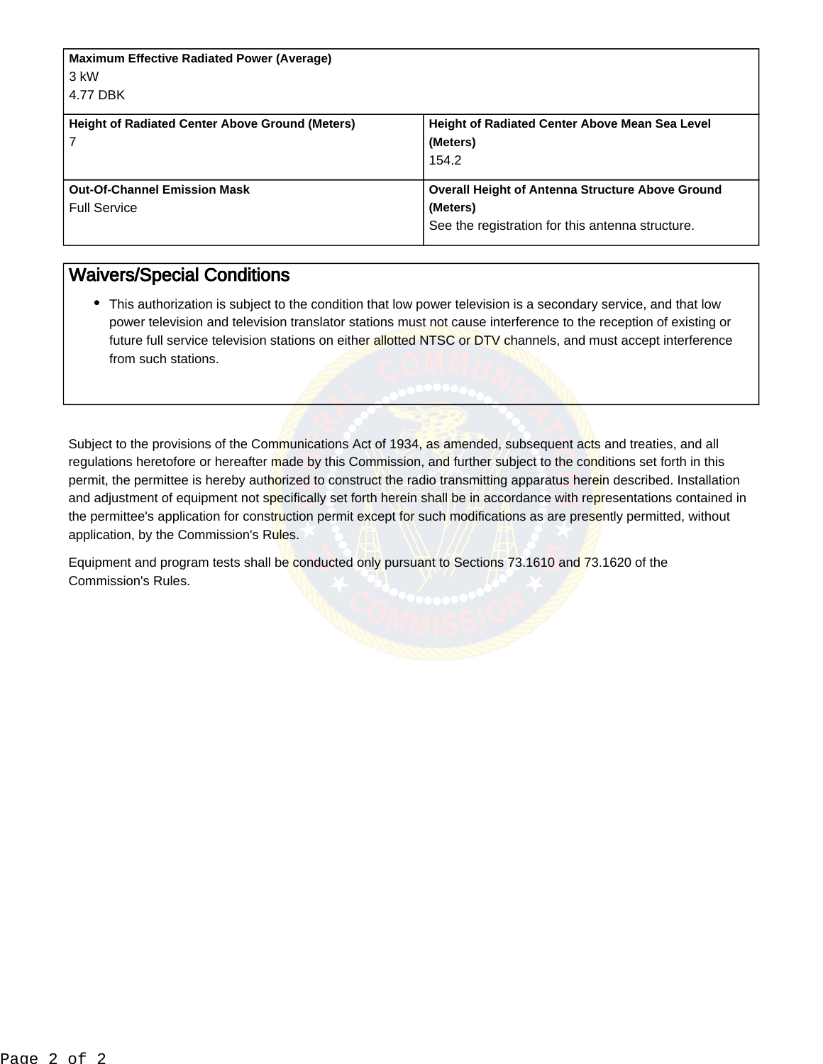| | |
|---|---|
| **Maximum Effective Radiated Power (Average)**<br>3 kW<br>4.77 DBK | |
| **Height of Radiated Center Above Ground (Meters)**<br>7 | **Height of Radiated Center Above Mean Sea Level (Meters)**<br>154.2 |
| **Out-Of-Channel Emission Mask**<br>Full Service | **Overall Height of Antenna Structure Above Ground (Meters)**<br>See the registration for this antenna structure. |

## Waivers/Special Conditions

- This authorization is subject to the condition that low power television is a secondary service, and that low power television and television translator stations must not cause interference to the reception of existing or future full service television stations on either allotted NTSC or DTV channels, and must accept interference from such stations.

Subject to the provisions of the Communications Act of 1934, as amended, subsequent acts and treaties, and all regulations heretofore or hereafter made by this Commission, and further subject to the conditions set forth in this permit, the permittee is hereby authorized to construct the radio transmitting apparatus herein described. Installation and adjustment of equipment not specifically set forth herein shall be in accordance with representations contained in the permittee's application for construction permit except for such modifications as are presently permitted, without application, by the Commission's Rules.

Equipment and program tests shall be conducted only pursuant to Sections 73.1610 and 73.1620 of the Commission's Rules.